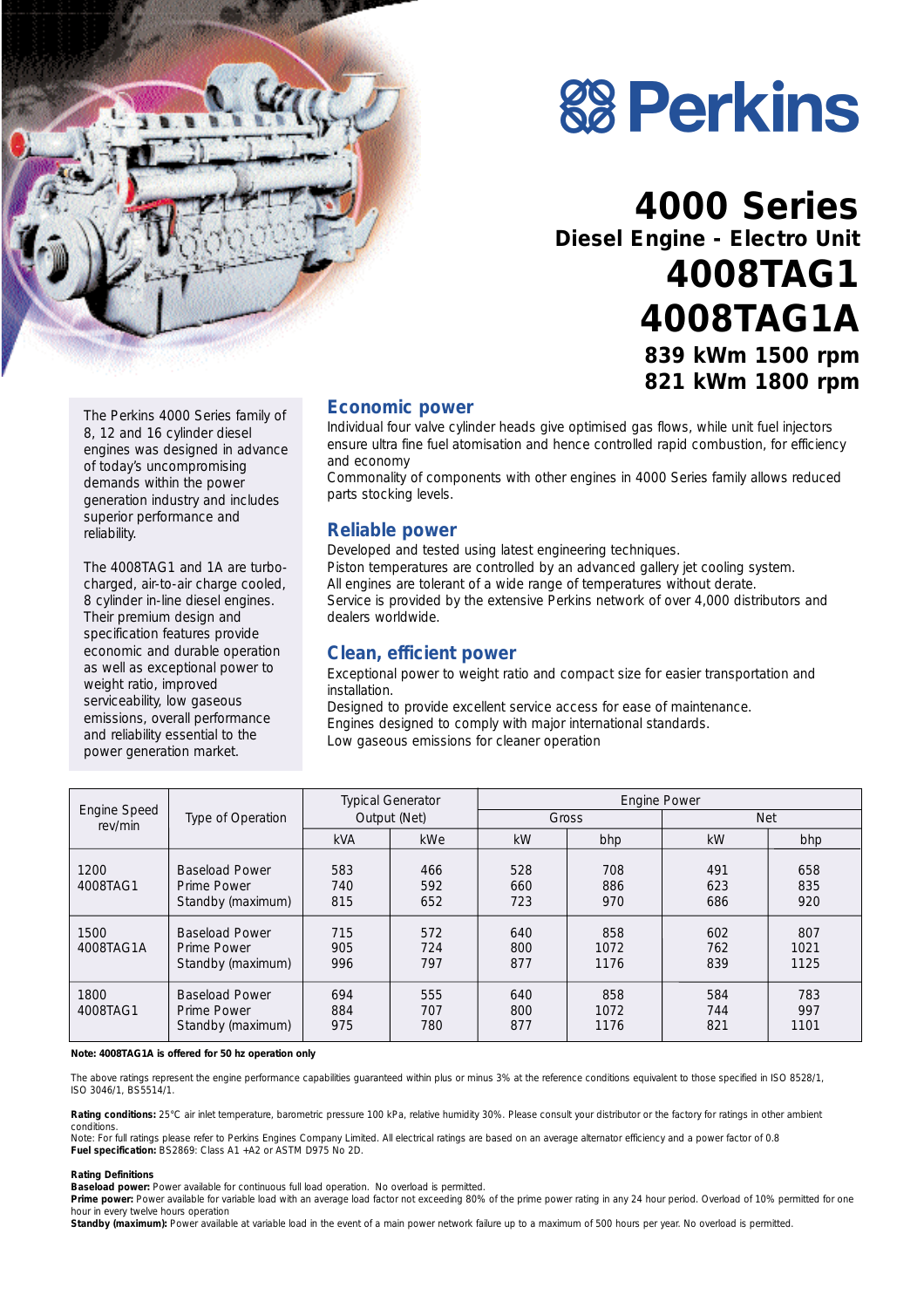# Perkins

# 4000 Series

## Diesel Engine - Electro Unit

# 4008TAG1

# 4008TAG1A

**839 kWm 1500 rpm**

**821 kWm 1800 rpm**

The Perkins 4000 Series family of 8, 12 and 16 cylinder diesel engines was designed in advance of today's uncompromising demands within the power generation industry and includes superior performance and reliability.

The 4008TAG1 and 1A are turbo-charged, air-to-air charge cooled, 8 cylinder in-line diesel engines. Their premium design and specification features provide economic and durable operation as well as exceptional power to weight ratio, improved serviceability, low gaseous emissions, overall performance and reliability essential to the power generation market.

## Economic power

Individual four valve cylinder heads give optimised gas flows, while unit fuel injectors ensure ultra fine fuel atomisation and hence controlled rapid combustion, for efficiency and economy

Commonality of components with other engines in 4000 Series family allows reduced parts stocking levels.

## Reliable power

Developed and tested using latest engineering techniques.

Piston temperatures are controlled by an advanced gallery jet cooling system.

All engines are tolerant of a wide range of temperatures without derate.

Service is provided by the extensive Perkins network of over 4,000 distributors and dealers worldwide.

## Clean, efficient power

Exceptional power to weight ratio and compact size for easier transportation and installation.

Designed to provide excellent service access for ease of maintenance.

Engines designed to comply with major international standards.

Low gaseous emissions for cleaner operation

| Engine Speed rev/min | Type of Operation | Typical Generator Output (Net) | | Engine Power | | | |
|---|---|---|---|---|---|---|---|
| | | | | Gross | | Net | |
| | | kVA | kWe | kW | bhp | kW | bhp |
| 1200 4008TAG1 | Baseload Power | 583 | 466 | 528 | 708 | 491 | 658 |
| | Prime Power | 740 | 592 | 660 | 886 | 623 | 835 |
| | Standby (maximum) | 815 | 652 | 723 | 970 | 686 | 920 |
| 1500 4008TAG1A | Baseload Power | 715 | 572 | 640 | 858 | 602 | 807 |
| | Prime Power | 905 | 724 | 800 | 1072 | 762 | 1021 |
| | Standby (maximum) | 996 | 797 | 877 | 1176 | 839 | 1125 |
| 1800 4008TAG1 | Baseload Power | 694 | 555 | 640 | 858 | 584 | 783 |
| | Prime Power | 884 | 707 | 800 | 1072 | 744 | 997 |
| | Standby (maximum) | 975 | 780 | 877 | 1176 | 821 | 1101 |

**Note: 4008TAG1A is offered for 50 hz operation only**

The above ratings represent the engine performance capabilities guaranteed within plus or minus 3% at the reference conditions equivalent to those specified in ISO 8528/1, ISO 3046/1, BS5514/1.

**Rating conditions:** 25°C air inlet temperature, barometric pressure 100 kPa, relative humidity 30%. Please consult your distributor or the factory for ratings in other ambient conditions.

Note: For full ratings please refer to Perkins Engines Company Limited. All electrical ratings are based on an average alternator efficiency and a power factor of 0.8

**Fuel specification:** BS2869: Class A1 +A2 or ASTM D975 No 2D.

**Rating Definitions**

**Baseload power:** Power available for continuous full load operation. No overload is permitted.

**Prime power:** Power available for variable load with an average load factor not exceeding 80% of the prime power rating in any 24 hour period. Overload of 10% permitted for one hour in every twelve hours operation

**Standby (maximum):** Power available at variable load in the event of a main power network failure up to a maximum of 500 hours per year. No overload is permitted.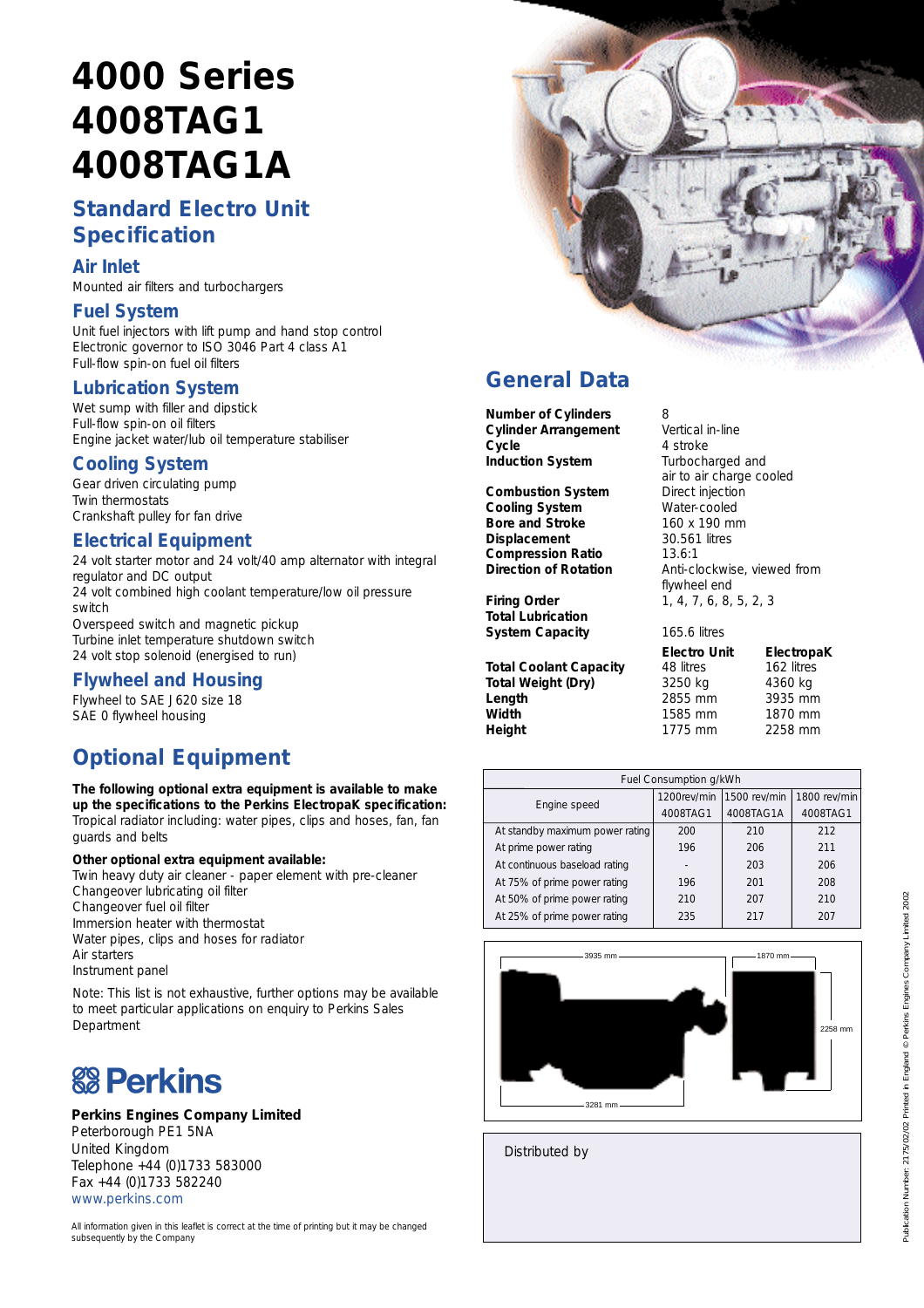# 4000 Series 4008TAG1 4008TAG1A

## Standard Electro Unit Specification

### Air Inlet

Mounted air filters and turbochargers

### Fuel System

Unit fuel injectors with lift pump and hand stop control
Electronic governor to ISO 3046 Part 4 class A1
Full-flow spin-on fuel oil filters

### Lubrication System

Wet sump with filler and dipstick
Full-flow spin-on oil filters
Engine jacket water/lub oil temperature stabiliser

### Cooling System

Gear driven circulating pump
Twin thermostats
Crankshaft pulley for fan drive

### Electrical Equipment

24 volt starter motor and 24 volt/40 amp alternator with integral regulator and DC output
24 volt combined high coolant temperature/low oil pressure switch
Overspeed switch and magnetic pickup
Turbine inlet temperature shutdown switch
24 volt stop solenoid (energised to run)

### Flywheel and Housing

Flywheel to SAE J620 size 18
SAE 0 flywheel housing

## Optional Equipment

**The following optional extra equipment is available to make up the specifications to the Perkins ElectropaK specification:**
Tropical radiator including: water pipes, clips and hoses, fan, fan guards and belts

**Other optional extra equipment available:**
Twin heavy duty air cleaner - paper element with pre-cleaner
Changeover lubricating oil filter
Changeover fuel oil filter
Immersion heater with thermostat
Water pipes, clips and hoses for radiator
Air starters
Instrument panel

Note: This list is not exhaustive, further options may be available to meet particular applications on enquiry to Perkins Sales Department

## General Data

| | | |
|---|---|---|
| **Number of Cylinders** | 8 | |
| **Cylinder Arrangement** | Vertical in-line | |
| **Cycle** | 4 stroke | |
| **Induction System** | Turbocharged and air to air charge cooled | |
| **Combustion System** | Direct injection | |
| **Cooling System** | Water-cooled | |
| **Bore and Stroke** | 160 x 190 mm | |
| **Displacement** | 30.561 litres | |
| **Compression Ratio** | 13.6:1 | |
| **Direction of Rotation** | Anti-clockwise, viewed from flywheel end | |
| **Firing Order** | 1, 4, 7, 6, 8, 5, 2, 3 | |
| **Total Lubrication System Capacity** | 165.6 litres | |
| | **Electro Unit** | **ElectropaK** |
| **Total Coolant Capacity** | 48 litres | 162 litres |
| **Total Weight (Dry)** | 3250 kg | 4360 kg |
| **Length** | 2855 mm | 3935 mm |
| **Width** | 1585 mm | 1870 mm |
| **Height** | 1775 mm | 2258 mm |

| Fuel Consumption g/kWh | | | |
|---|---|---|---|
| Engine speed | 1200rev/min | 1500 rev/min | 1800 rev/min |
| | 4008TAG1 | 4008TAG1A | 4008TAG1 |
| At standby maximum power rating | 200 | 210 | 212 |
| At prime power rating | 196 | 206 | 211 |
| At continuous baseload rating | - | 203 | 206 |
| At 75% of prime power rating | 196 | 201 | 208 |
| At 50% of prime power rating | 210 | 207 | 210 |
| At 25% of prime power rating | 235 | 217 | 207 |

3935 mm
1870 mm
2258 mm
3281 mm

Distributed by

**Perkins Engines Company Limited**
Peterborough PE1 5NA
United Kingdom
Telephone +44 (0)1733 583000
Fax +44 (0)1733 582240
www.perkins.com

All information given in this leaflet is correct at the time of printing but it may be changed subsequently by the Company

Publication Number: 2175/02/02 Printed in England © Perkins Engines Company Limited 2002